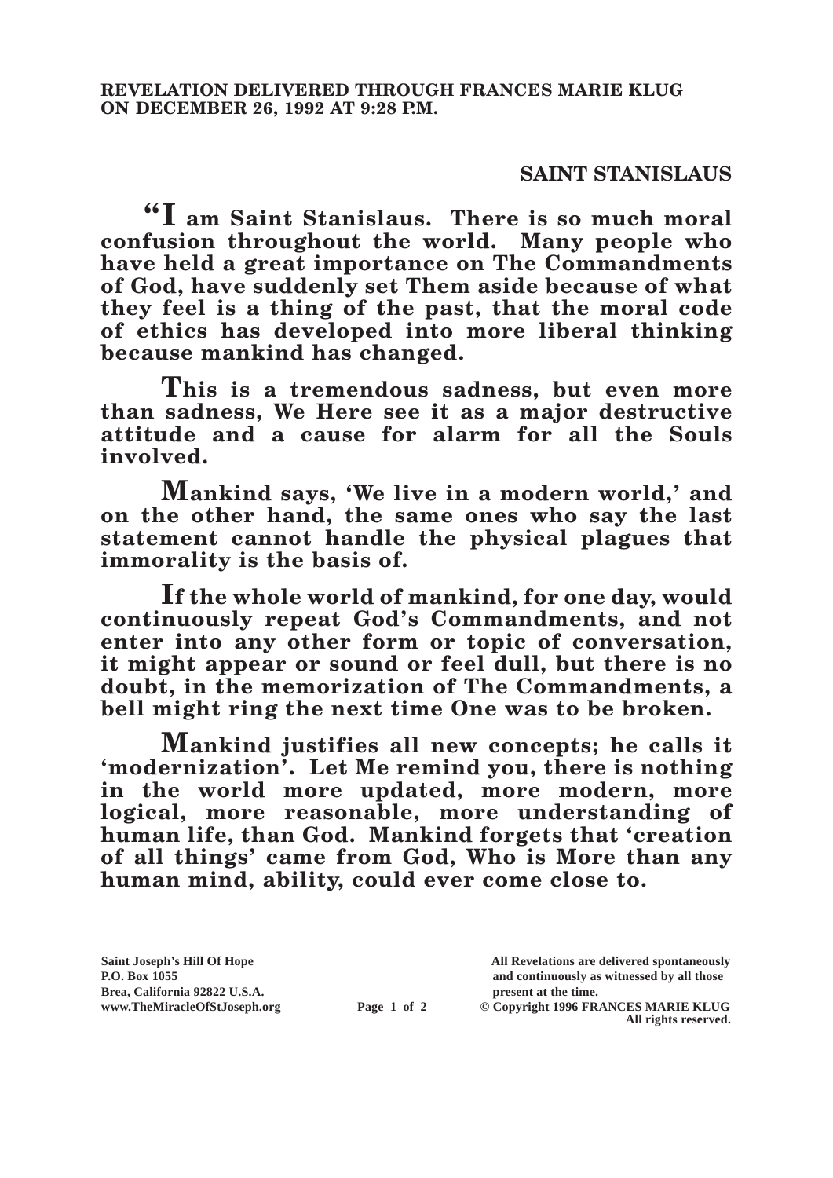**REVELATION DELIVERED THROUGH FRANCES MARIE KLUG ON DECEMBER 26, 1992 AT 9:28 P.M.**

## SAINT STANISLAUS

**"I am Saint Stanislaus. There is so much moral confusion throughout the world. Many people who have held a great importance on The Commandments of God, have suddenly set Them aside because of what they feel is a thing of the past, that the moral code of ethics has developed into more liberal thinking because mankind has changed.**

**This is a tremendous sadness, but even more than sadness, We Here see it as a major destructive attitude and a cause for alarm for all the Souls involved.**

**Mankind says, 'We live in a modern world,' and on the other hand, the same ones who say the last statement cannot handle the physical plagues that immorality is the basis of.**

**If the whole world of mankind, for one day, would continuously repeat God's Commandments, and not enter into any other form or topic of conversation, it might appear or sound or feel dull, but there is no doubt, in the memorization of The Commandments, a bell might ring the next time One was to be broken.**

**Mankind justifies all new concepts; he calls it 'modernization'. Let Me remind you, there is nothing in the world more updated, more modern, more logical, more reasonable, more understanding of human life, than God. Mankind forgets that 'creation of all things' came from God, Who is More than any human mind, ability, could ever come close to.**

**Saint Joseph's Hill Of Hope**
**P.O. Box 1055**
**Brea, California 92822 U.S.A.**
**www.TheMiracleOfStJoseph.org**

**All Revelations are delivered spontaneously and continuously as witnessed by all those present at the time.**
**© Copyright 1996 FRANCES MARIE KLUG**
**All rights reserved.**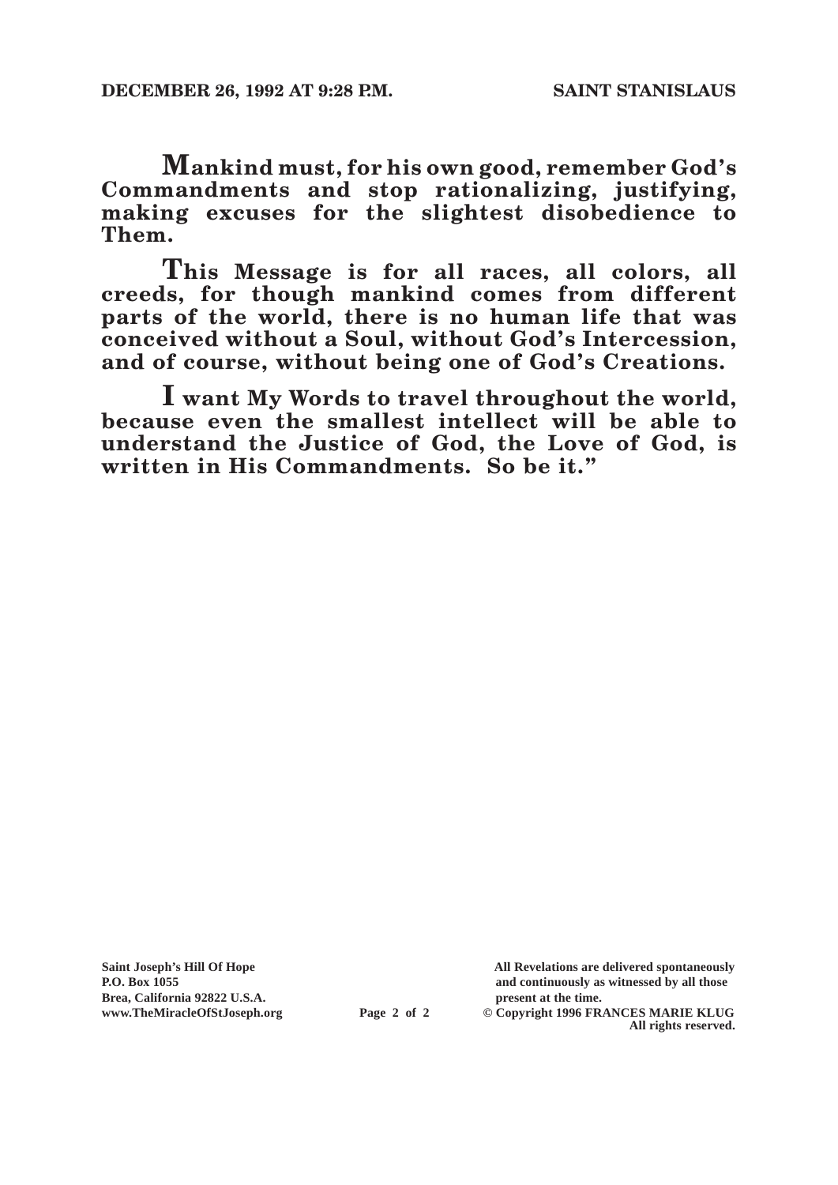**Mankind must, for his own good, remember God's Commandments and stop rationalizing, justifying, making excuses for the slightest disobedience to Them.**

**This Message is for all races, all colors, all creeds, for though mankind comes from different parts of the world, there is no human life that was conceived without a Soul, without God's Intercession, and of course, without being one of God's Creations.**

**I want My Words to travel throughout the world, because even the smallest intellect will be able to understand the Justice of God, the Love of God, is written in His Commandments. So be it."**